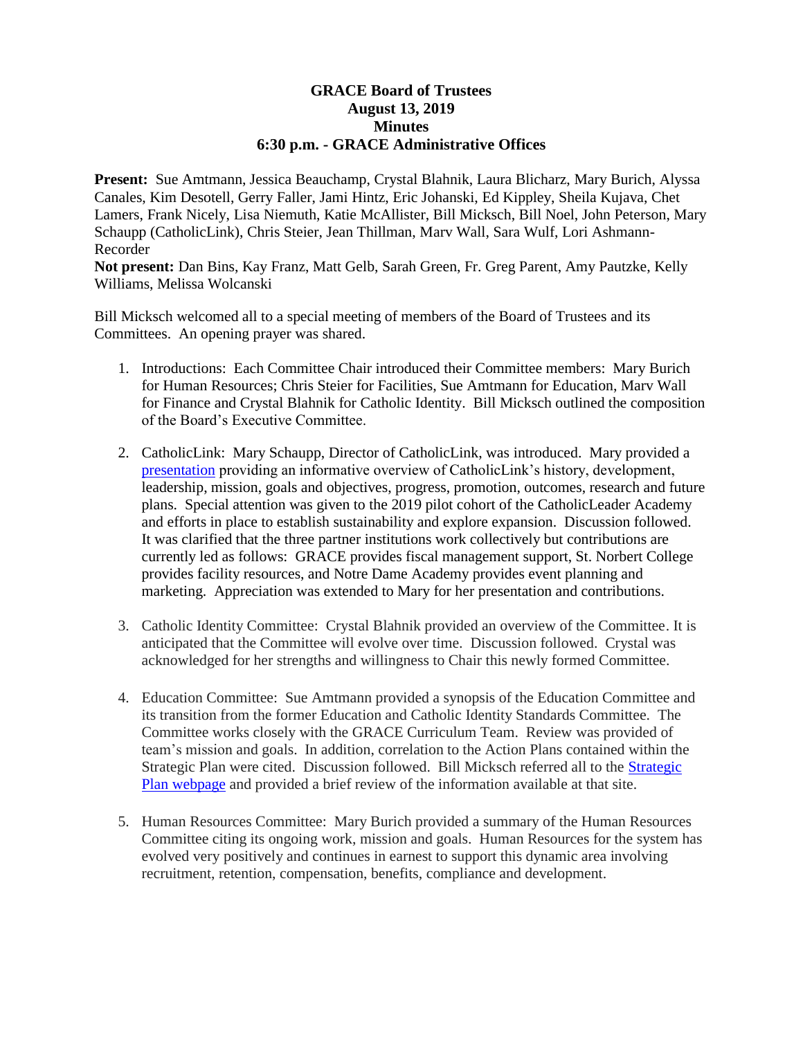# GRACE Board of Trustees
## August 13, 2019
## Minutes
## 6:30 p.m. - GRACE Administrative Offices

**Present:** Sue Amtmann, Jessica Beauchamp, Crystal Blahnik, Laura Blicharz, Mary Burich, Alyssa Canales, Kim Desotell, Gerry Faller, Jami Hintz, Eric Johanski, Ed Kippley, Sheila Kujava, Chet Lamers, Frank Nicely, Lisa Niemuth, Katie McAllister, Bill Micksch, Bill Noel, John Peterson, Mary Schaupp (CatholicLink), Chris Steier, Jean Thillman, Marv Wall, Sara Wulf, Lori Ashmann-Recorder
**Not present:** Dan Bins, Kay Franz, Matt Gelb, Sarah Green, Fr. Greg Parent, Amy Pautzke, Kelly Williams, Melissa Wolcanski

Bill Micksch welcomed all to a special meeting of members of the Board of Trustees and its Committees. An opening prayer was shared.

1. Introductions: Each Committee Chair introduced their Committee members: Mary Burich for Human Resources; Chris Steier for Facilities, Sue Amtmann for Education, Marv Wall for Finance and Crystal Blahnik for Catholic Identity. Bill Micksch outlined the composition of the Board's Executive Committee.

2. CatholicLink: Mary Schaupp, Director of CatholicLink, was introduced. Mary provided a presentation providing an informative overview of CatholicLink's history, development, leadership, mission, goals and objectives, progress, promotion, outcomes, research and future plans. Special attention was given to the 2019 pilot cohort of the CatholicLeader Academy and efforts in place to establish sustainability and explore expansion. Discussion followed. It was clarified that the three partner institutions work collectively but contributions are currently led as follows: GRACE provides fiscal management support, St. Norbert College provides facility resources, and Notre Dame Academy provides event planning and marketing. Appreciation was extended to Mary for her presentation and contributions.

3. Catholic Identity Committee: Crystal Blahnik provided an overview of the Committee. It is anticipated that the Committee will evolve over time. Discussion followed. Crystal was acknowledged for her strengths and willingness to Chair this newly formed Committee.

4. Education Committee: Sue Amtmann provided a synopsis of the Education Committee and its transition from the former Education and Catholic Identity Standards Committee. The Committee works closely with the GRACE Curriculum Team. Review was provided of team's mission and goals. In addition, correlation to the Action Plans contained within the Strategic Plan were cited. Discussion followed. Bill Micksch referred all to the Strategic Plan webpage and provided a brief review of the information available at that site.

5. Human Resources Committee: Mary Burich provided a summary of the Human Resources Committee citing its ongoing work, mission and goals. Human Resources for the system has evolved very positively and continues in earnest to support this dynamic area involving recruitment, retention, compensation, benefits, compliance and development.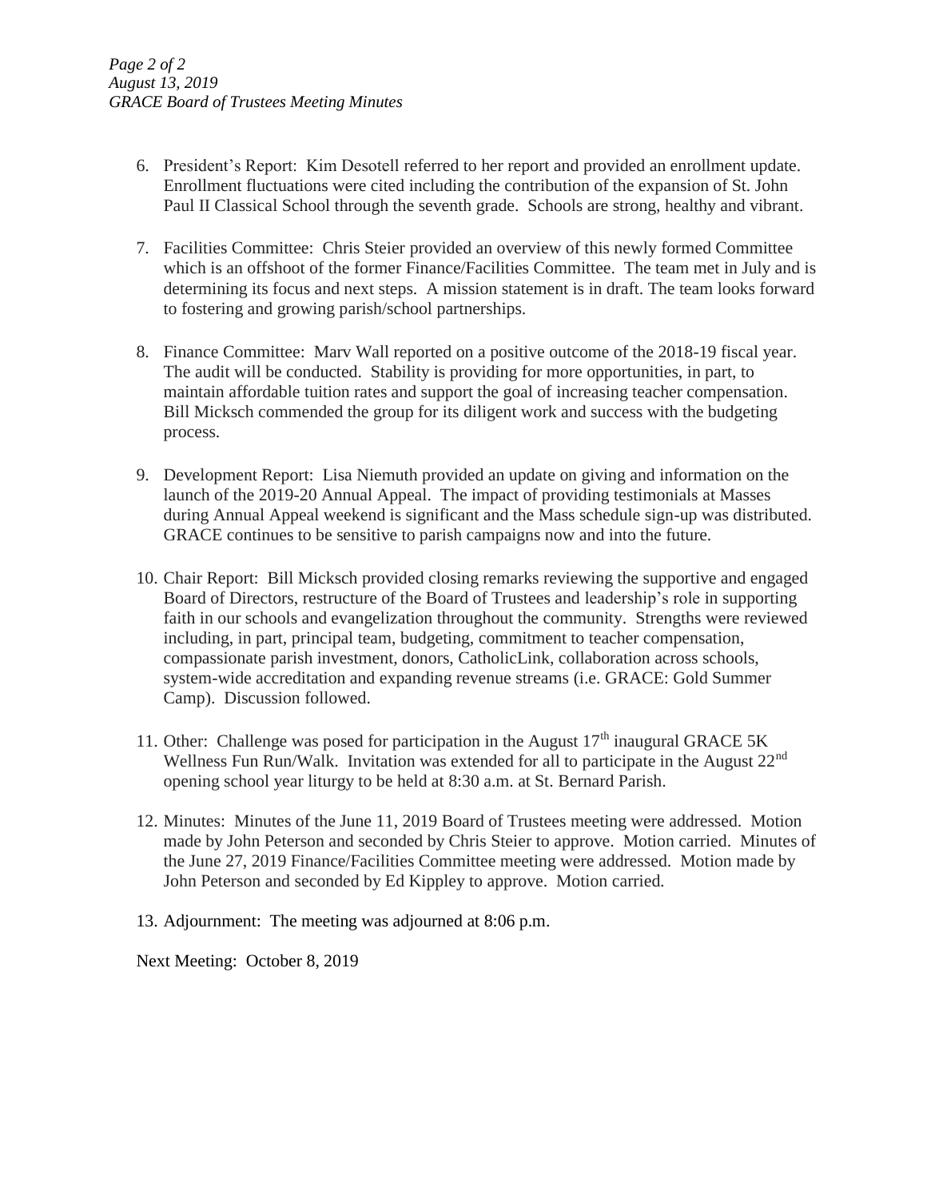6. President's Report: Kim Desotell referred to her report and provided an enrollment update. Enrollment fluctuations were cited including the contribution of the expansion of St. John Paul II Classical School through the seventh grade. Schools are strong, healthy and vibrant.

7. Facilities Committee: Chris Steier provided an overview of this newly formed Committee which is an offshoot of the former Finance/Facilities Committee. The team met in July and is determining its focus and next steps. A mission statement is in draft. The team looks forward to fostering and growing parish/school partnerships.

8. Finance Committee: Marv Wall reported on a positive outcome of the 2018-19 fiscal year. The audit will be conducted. Stability is providing for more opportunities, in part, to maintain affordable tuition rates and support the goal of increasing teacher compensation. Bill Micksch commended the group for its diligent work and success with the budgeting process.

9. Development Report: Lisa Niemuth provided an update on giving and information on the launch of the 2019-20 Annual Appeal. The impact of providing testimonials at Masses during Annual Appeal weekend is significant and the Mass schedule sign-up was distributed. GRACE continues to be sensitive to parish campaigns now and into the future.

10. Chair Report: Bill Micksch provided closing remarks reviewing the supportive and engaged Board of Directors, restructure of the Board of Trustees and leadership's role in supporting faith in our schools and evangelization throughout the community. Strengths were reviewed including, in part, principal team, budgeting, commitment to teacher compensation, compassionate parish investment, donors, CatholicLink, collaboration across schools, system-wide accreditation and expanding revenue streams (i.e. GRACE: Gold Summer Camp). Discussion followed.

11. Other: Challenge was posed for participation in the August 17th inaugural GRACE 5K Wellness Fun Run/Walk. Invitation was extended for all to participate in the August 22nd opening school year liturgy to be held at 8:30 a.m. at St. Bernard Parish.

12. Minutes: Minutes of the June 11, 2019 Board of Trustees meeting were addressed. Motion made by John Peterson and seconded by Chris Steier to approve. Motion carried. Minutes of the June 27, 2019 Finance/Facilities Committee meeting were addressed. Motion made by John Peterson and seconded by Ed Kippley to approve. Motion carried.

13. Adjournment: The meeting was adjourned at 8:06 p.m.

Next Meeting: October 8, 2019